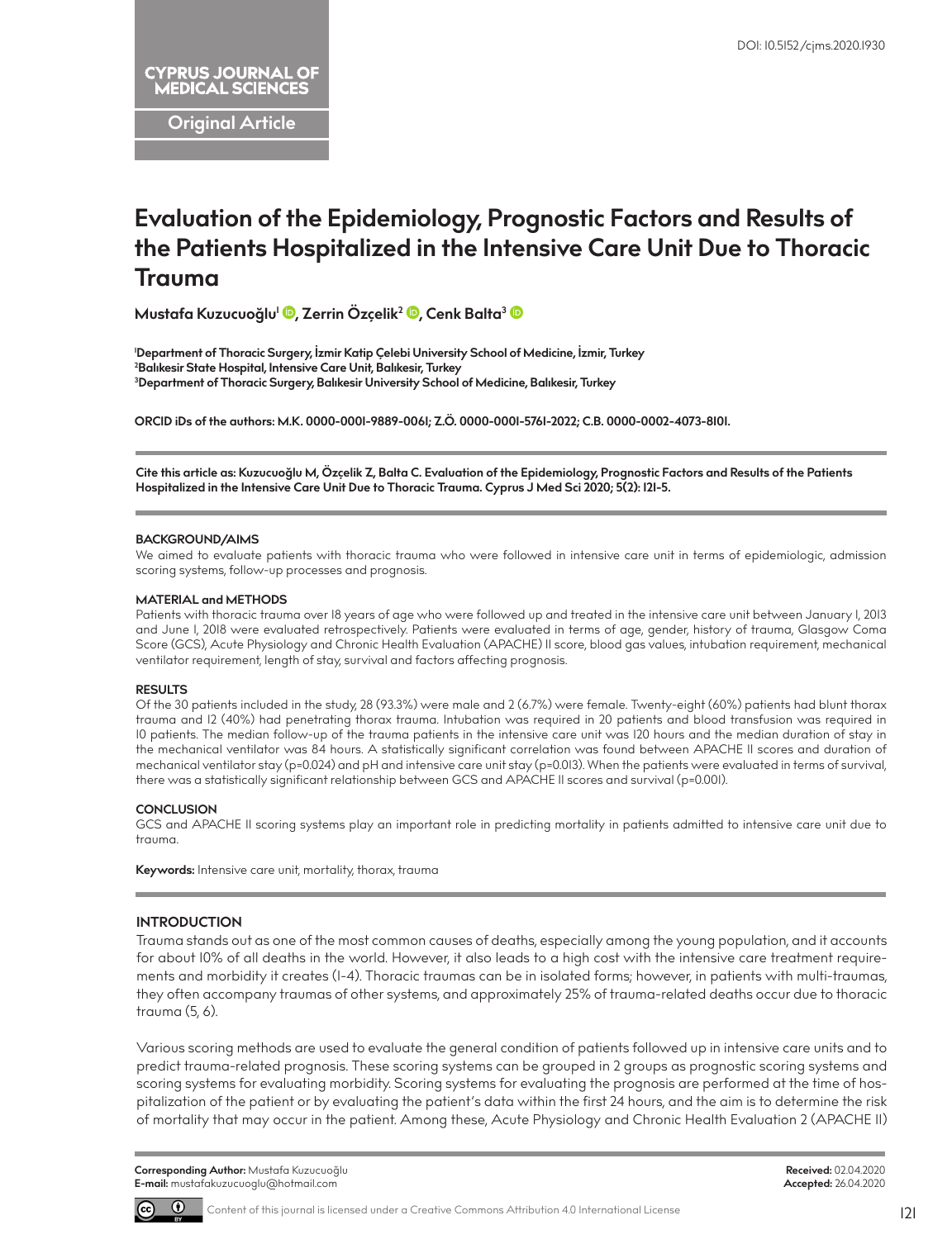DOI: 10.5152/cjms.2020.1930

CYPRUS JOURNAL OF MEDICAL SCIENCES

Original Article

# Evaluation of the Epidemiology, Prognostic Factors and Results of the Patients Hospitalized in the Intensive Care Unit Due to Thoracic Trauma

**Mustafa Kuzucuoğlu[1], Zerrin Özçelik[2], Cenk Balta[3]**

[1]**Department of Thoracic Surgery, İzmir Katip Çelebi University School of Medicine, İzmir, Turkey**
[2]**Balıkesir State Hospital, Intensive Care Unit, Balıkesir, Turkey**
[3]**Department of Thoracic Surgery, Balıkesir University School of Medicine, Balıkesir, Turkey**

**ORCID iDs of the authors: M.K. 0000-0001-9889-0061; Z.Ö. 0000-0001-5761-2022; C.B. 0000-0002-4073-8101.**

**Cite this article as: Kuzucuoğlu M, Özçelik Z, Balta C. Evaluation of the Epidemiology, Prognostic Factors and Results of the Patients Hospitalized in the Intensive Care Unit Due to Thoracic Trauma. Cyprus J Med Sci 2020; 5(2): 121-5.**

#### BACKGROUND/AIMS

We aimed to evaluate patients with thoracic trauma who were followed in intensive care unit in terms of epidemiologic, admission scoring systems, follow-up processes and prognosis.

#### MATERIAL and METHODS

Patients with thoracic trauma over 18 years of age who were followed up and treated in the intensive care unit between January 1, 2013 and June 1, 2018 were evaluated retrospectively. Patients were evaluated in terms of age, gender, history of trauma, Glasgow Coma Score (GCS), Acute Physiology and Chronic Health Evaluation (APACHE) II score, blood gas values, intubation requirement, mechanical ventilator requirement, length of stay, survival and factors affecting prognosis.

#### RESULTS

Of the 30 patients included in the study, 28 (93.3%) were male and 2 (6.7%) were female. Twenty-eight (60%) patients had blunt thorax trauma and 12 (40%) had penetrating thorax trauma. Intubation was required in 20 patients and blood transfusion was required in 10 patients. The median follow-up of the trauma patients in the intensive care unit was 120 hours and the median duration of stay in the mechanical ventilator was 84 hours. A statistically significant correlation was found between APACHE II scores and duration of mechanical ventilator stay ($p=0.024$) and pH and intensive care unit stay ($p=0.013$). When the patients were evaluated in terms of survival, there was a statistically significant relationship between GCS and APACHE II scores and survival ($p=0.001$).

#### CONCLUSION

GCS and APACHE II scoring systems play an important role in predicting mortality in patients admitted to intensive care unit due to trauma.

**Keywords:** Intensive care unit, mortality, thorax, trauma

## INTRODUCTION

Trauma stands out as one of the most common causes of deaths, especially among the young population, and it accounts for about 10% of all deaths in the world. However, it also leads to a high cost with the intensive care treatment requirements and morbidity it creates (1-4). Thoracic traumas can be in isolated forms; however, in patients with multi-traumas, they often accompany traumas of other systems, and approximately 25% of trauma-related deaths occur due to thoracic trauma (5, 6).

Various scoring methods are used to evaluate the general condition of patients followed up in intensive care units and to predict trauma-related prognosis. These scoring systems can be grouped in 2 groups as prognostic scoring systems and scoring systems for evaluating morbidity. Scoring systems for evaluating the prognosis are performed at the time of hospitalization of the patient or by evaluating the patient's data within the first 24 hours, and the aim is to determine the risk of mortality that may occur in the patient. Among these, Acute Physiology and Chronic Health Evaluation 2 (APACHE II)

**Corresponding Author:** Mustafa Kuzucuoğlu
**E-mail:** mustafakuzucuoglu@hotmail.com

**Received:** 02.04.2020
**Accepted:** 26.04.2020

Content of this journal is licensed under a Creative Commons Attribution 4.0 International License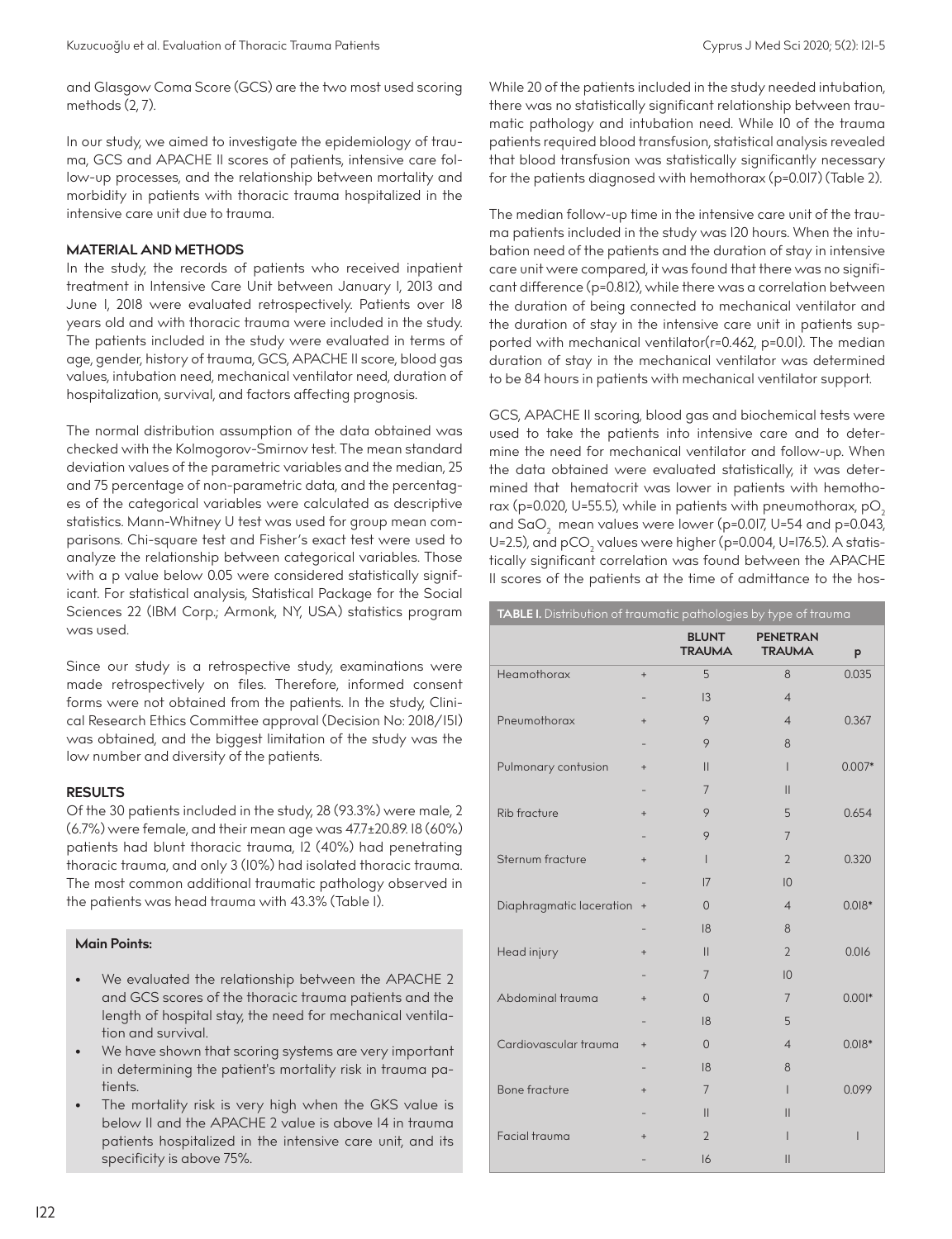and Glasgow Coma Score (GCS) are the two most used scoring methods (2, 7).

In our study, we aimed to investigate the epidemiology of trauma, GCS and APACHE II scores of patients, intensive care follow-up processes, and the relationship between mortality and morbidity in patients with thoracic trauma hospitalized in the intensive care unit due to trauma.

## MATERIAL AND METHODS

In the study, the records of patients who received inpatient treatment in Intensive Care Unit between January 1, 2013 and June 1, 2018 were evaluated retrospectively. Patients over 18 years old and with thoracic trauma were included in the study. The patients included in the study were evaluated in terms of age, gender, history of trauma, GCS, APACHE II score, blood gas values, intubation need, mechanical ventilator need, duration of hospitalization, survival, and factors affecting prognosis.

The normal distribution assumption of the data obtained was checked with the Kolmogorov-Smirnov test. The mean standard deviation values of the parametric variables and the median, 25 and 75 percentage of non-parametric data, and the percentages of the categorical variables were calculated as descriptive statistics. Mann-Whitney U test was used for group mean comparisons. Chi-square test and Fisher's exact test were used to analyze the relationship between categorical variables. Those with a p value below 0.05 were considered statistically significant. For statistical analysis, Statistical Package for the Social Sciences 22 (IBM Corp.; Armonk, NY, USA) statistics program was used.

Since our study is a retrospective study, examinations were made retrospectively on files. Therefore, informed consent forms were not obtained from the patients. In the study, Clinical Research Ethics Committee approval (Decision No: 2018/151) was obtained, and the biggest limitation of the study was the low number and diversity of the patients.

## RESULTS

Of the 30 patients included in the study, 28 (93.3%) were male, 2 (6.7%) were female, and their mean age was 47.7±20.89. 18 (60%) patients had blunt thoracic trauma, 12 (40%) had penetrating thoracic trauma, and only 3 (10%) had isolated thoracic trauma. The most common additional traumatic pathology observed in the patients was head trauma with 43.3% (Table 1).

**Main Points:**

- We evaluated the relationship between the APACHE 2 and GCS scores of the thoracic trauma patients and the length of hospital stay, the need for mechanical ventilation and survival.
- We have shown that scoring systems are very important in determining the patient's mortality risk in trauma patients.
- The mortality risk is very high when the GKS value is below 11 and the APACHE 2 value is above 14 in trauma patients hospitalized in the intensive care unit, and its specificity is above 75%.

While 20 of the patients included in the study needed intubation, there was no statistically significant relationship between traumatic pathology and intubation need. While 10 of the trauma patients required blood transfusion, statistical analysis revealed that blood transfusion was statistically significantly necessary for the patients diagnosed with hemothorax (p=0.017) (Table 2).

The median follow-up time in the intensive care unit of the trauma patients included in the study was 120 hours. When the intubation need of the patients and the duration of stay in intensive care unit were compared, it was found that there was no significant difference (p=0.812), while there was a correlation between the duration of being connected to mechanical ventilator and the duration of stay in the intensive care unit in patients supported with mechanical ventilator(r=0.462, p=0.01). The median duration of stay in the mechanical ventilator was determined to be 84 hours in patients with mechanical ventilator support.

GCS, APACHE II scoring, blood gas and biochemical tests were used to take the patients into intensive care and to determine the need for mechanical ventilator and follow-up. When the data obtained were evaluated statistically, it was determined that hematocrit was lower in patients with hemothorax (p=0.020, U=55.5), while in patients with pneumothorax, $pO_2$ and $SaO_2$ mean values were lower (p=0.017, U=54 and p=0.043, U=2.5), and $pCO_2$ values were higher (p=0.004, U=176.5). A statistically significant correlation was found between the APACHE II scores of the patients at the time of admittance to the hos-

**TABLE 1.** Distribution of traumatic pathologies by type of trauma

| | | BLUNT TRAUMA | PENETRAN TRAUMA | p |
|---|---|---|---|---|
| Heamothorax | + | 5 | 8 | 0.035 |
| | - | 13 | 4 | |
| Pneumothorax | + | 9 | 4 | 0.367 |
| | - | 9 | 8 | |
| Pulmonary contusion | + | 11 | 1 | 0.007* |
| | - | 7 | 11 | |
| Rib fracture | + | 9 | 5 | 0.654 |
| | - | 9 | 7 | |
| Sternum fracture | + | 1 | 2 | 0.320 |
| | - | 17 | 10 | |
| Diaphragmatic laceration | + | 0 | 4 | 0.018* |
| | - | 18 | 8 | |
| Head injury | + | 11 | 2 | 0.016 |
| | - | 7 | 10 | |
| Abdominal trauma | + | 0 | 7 | 0.001* |
| | - | 18 | 5 | |
| Cardiovascular trauma | + | 0 | 4 | 0.018* |
| | - | 18 | 8 | |
| Bone fracture | + | 7 | 1 | 0.099 |
| | - | 11 | 11 | |
| Facial trauma | + | 2 | 1 | 1 |
| | - | 16 | 11 | |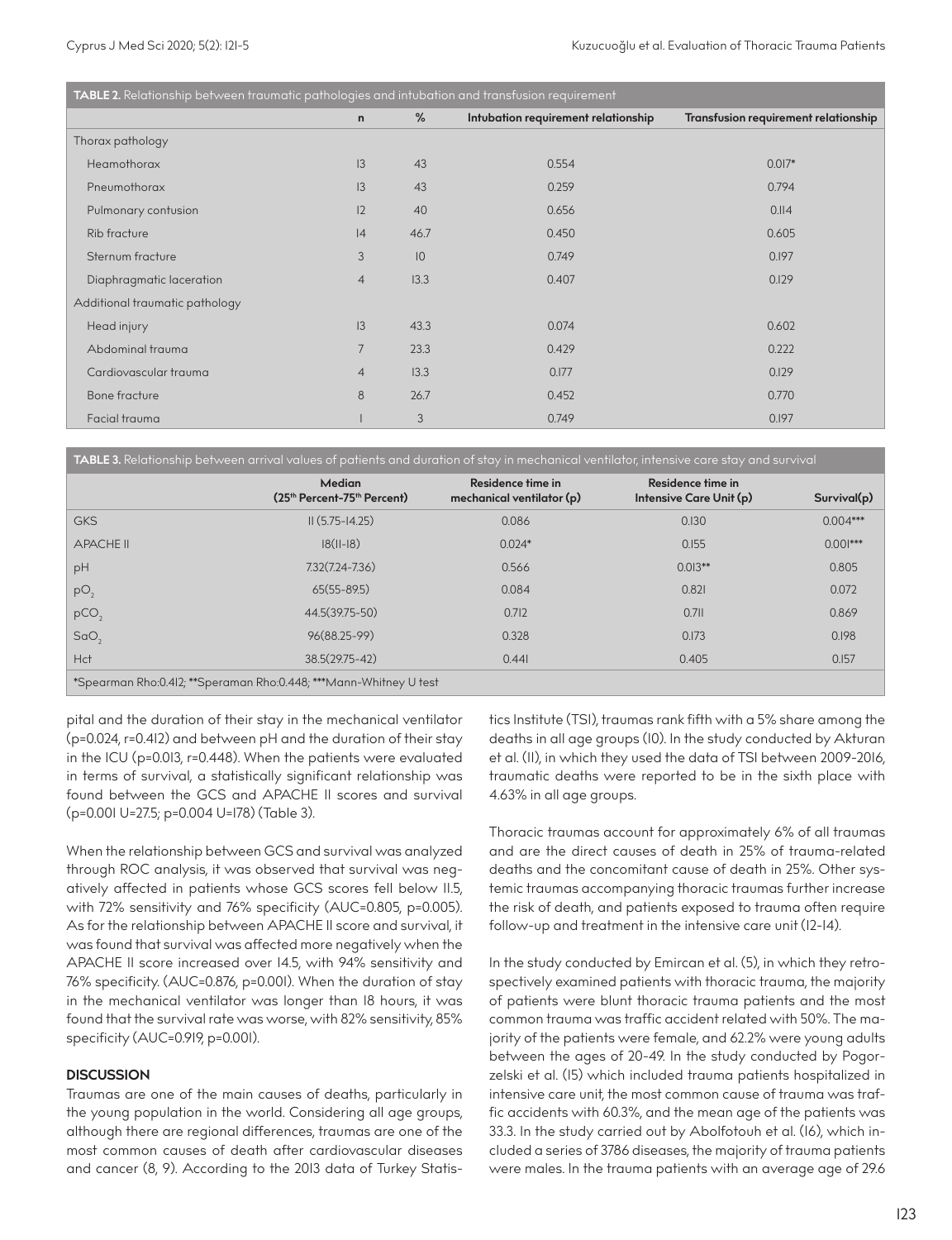**TABLE 2.** Relationship between traumatic pathologies and intubation and transfusion requirement

| | n | % | Intubation requirement relationship | Transfusion requirement relationship |
|---|---|---|---|---|
| Thorax pathology | | | | |
| Heamothorax | 13 | 43 | 0.554 | 0.017* |
| Pneumothorax | 13 | 43 | 0.259 | 0.794 |
| Pulmonary contusion | 12 | 40 | 0.656 | 0.114 |
| Rib fracture | 14 | 46.7 | 0.450 | 0.605 |
| Sternum fracture | 3 | 10 | 0.749 | 0.197 |
| Diaphragmatic laceration | 4 | 13.3 | 0.407 | 0.129 |
| Additional traumatic pathology | | | | |
| Head injury | 13 | 43.3 | 0.074 | 0.602 |
| Abdominal trauma | 7 | 23.3 | 0.429 | 0.222 |
| Cardiovascular trauma | 4 | 13.3 | 0.177 | 0.129 |
| Bone fracture | 8 | 26.7 | 0.452 | 0.770 |
| Facial trauma | 1 | 3 | 0.749 | 0.197 |

**TABLE 3.** Relationship between arrival values of patients and duration of stay in mechanical ventilator, intensive care stay and survival

| | Median (25th Percent-75th Percent) | Residence time in mechanical ventilator (p) | Residence time in Intensive Care Unit (p) | Survival(p) |
|---|---|---|---|---|
| GKS | 11 (5.75-14.25) | 0.086 | 0.130 | 0.004*** |
| APACHE II | 18(11-18) | 0.024* | 0.155 | 0.001*** |
| pH | 7.32(7.24-7.36) | 0.566 | 0.013** | 0.805 |
| $pO_2$ | 65(55-89.5) | 0.084 | 0.821 | 0.072 |
| $pCO_2$ | 44.5(39.75-50) | 0.712 | 0.711 | 0.869 |
| $SaO_2$ | 96(88.25-99) | 0.328 | 0.173 | 0.198 |
| Hct | 38.5(29.75-42) | 0.441 | 0.405 | 0.157 |

*Spearman Rho:0.412; **Speraman Rho:0.448; ***Mann-Whitney U test

pital and the duration of their stay in the mechanical ventilator (p=0.024, r=0.412) and between pH and the duration of their stay in the ICU (p=0.013, r=0.448). When the patients were evaluated in terms of survival, a statistically significant relationship was found between the GCS and APACHE II scores and survival (p=0.001 U=27.5; p=0.004 U=178) (Table 3).

When the relationship between GCS and survival was analyzed through ROC analysis, it was observed that survival was negatively affected in patients whose GCS scores fell below 11.5, with 72% sensitivity and 76% specificity (AUC=0.805, p=0.005). As for the relationship between APACHE II score and survival, it was found that survival was affected more negatively when the APACHE II score increased over 14.5, with 94% sensitivity and 76% specificity. (AUC=0.876, p=0.001). When the duration of stay in the mechanical ventilator was longer than 18 hours, it was found that the survival rate was worse, with 82% sensitivity, 85% specificity (AUC=0.919, p=0.001).

## DISCUSSION

Traumas are one of the main causes of deaths, particularly in the young population in the world. Considering all age groups, although there are regional differences, traumas are one of the most common causes of death after cardiovascular diseases and cancer (8, 9). According to the 2013 data of Turkey Statistics Institute (TSI), traumas rank fifth with a 5% share among the deaths in all age groups (10). In the study conducted by Akturan et al. (11), in which they used the data of TSI between 2009-2016, traumatic deaths were reported to be in the sixth place with 4.63% in all age groups.

Thoracic traumas account for approximately 6% of all traumas and are the direct causes of death in 25% of trauma-related deaths and the concomitant cause of death in 25%. Other systemic traumas accompanying thoracic traumas further increase the risk of death, and patients exposed to trauma often require follow-up and treatment in the intensive care unit (12-14).

In the study conducted by Emircan et al. (5), in which they retrospectively examined patients with thoracic trauma, the majority of patients were blunt thoracic trauma patients and the most common trauma was traffic accident related with 50%. The majority of the patients were female, and 62.2% were young adults between the ages of 20-49. In the study conducted by Pogorzelski et al. (15) which included trauma patients hospitalized in intensive care unit, the most common cause of trauma was traffic accidents with 60.3%, and the mean age of the patients was 33.3. In the study carried out by Abolfotouh et al. (16), which included a series of 3786 diseases, the majority of trauma patients were males. In the trauma patients with an average age of 29.6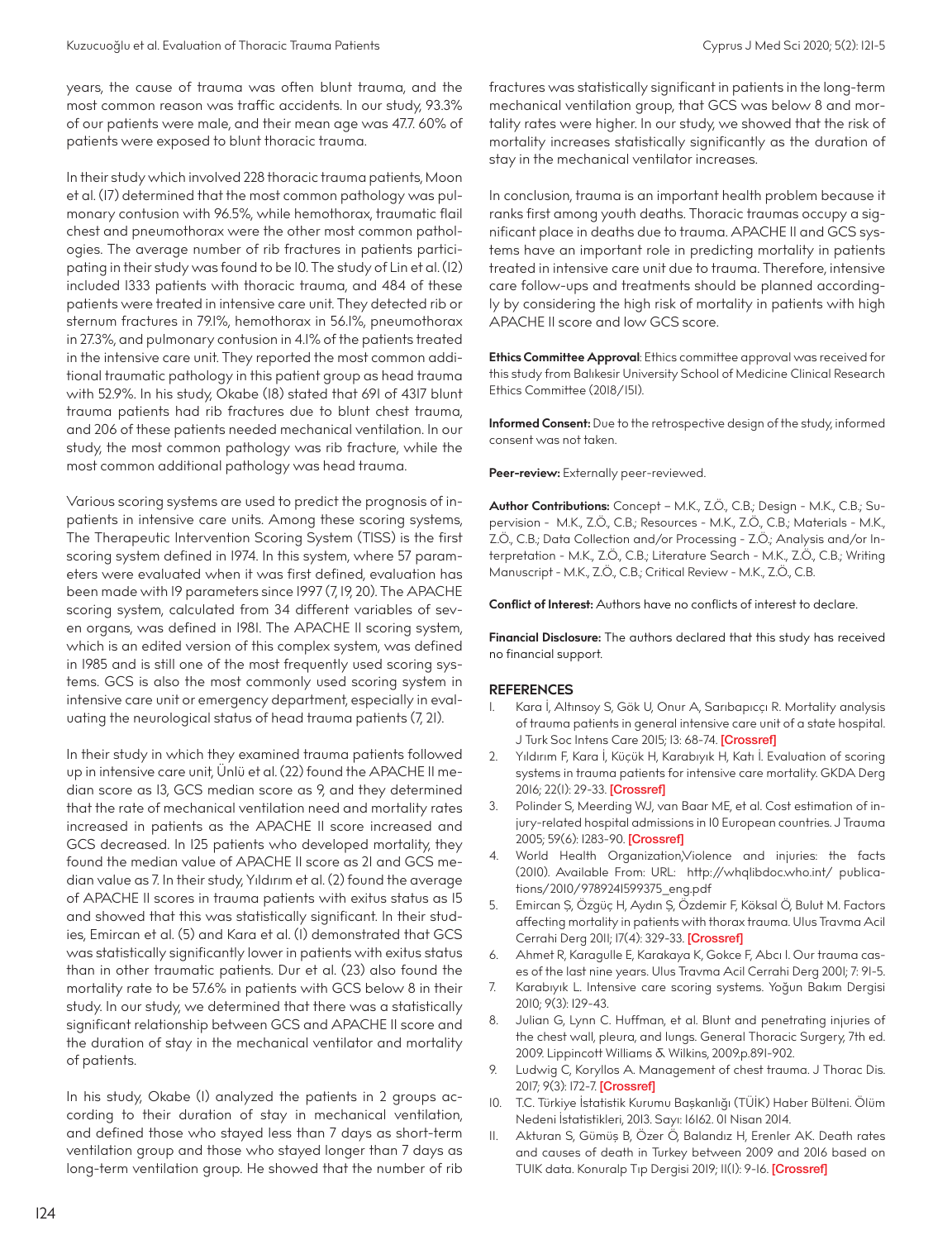years, the cause of trauma was often blunt trauma, and the most common reason was traffic accidents. In our study, 93.3% of our patients were male, and their mean age was 47.7. 60% of patients were exposed to blunt thoracic trauma.

In their study which involved 228 thoracic trauma patients, Moon et al. (17) determined that the most common pathology was pulmonary contusion with 96.5%, while hemothorax, traumatic flail chest and pneumothorax were the other most common pathologies. The average number of rib fractures in patients participating in their study was found to be 10. The study of Lin et al. (12) included 1333 patients with thoracic trauma, and 484 of these patients were treated in intensive care unit. They detected rib or sternum fractures in 79.1%, hemothorax in 56.1%, pneumothorax in 27.3%, and pulmonary contusion in 4.1% of the patients treated in the intensive care unit. They reported the most common additional traumatic pathology in this patient group as head trauma with 52.9%. In his study, Okabe (18) stated that 691 of 4317 blunt trauma patients had rib fractures due to blunt chest trauma, and 206 of these patients needed mechanical ventilation. In our study, the most common pathology was rib fracture, while the most common additional pathology was head trauma.

Various scoring systems are used to predict the prognosis of inpatients in intensive care units. Among these scoring systems, The Therapeutic Intervention Scoring System (TISS) is the first scoring system defined in 1974. In this system, where 57 parameters were evaluated when it was first defined, evaluation has been made with 19 parameters since 1997 (7, 19, 20). The APACHE scoring system, calculated from 34 different variables of seven organs, was defined in 1981. The APACHE II scoring system, which is an edited version of this complex system, was defined in 1985 and is still one of the most frequently used scoring systems. GCS is also the most commonly used scoring system in intensive care unit or emergency department, especially in evaluating the neurological status of head trauma patients (7, 21).

In their study in which they examined trauma patients followed up in intensive care unit, Ünlü et al. (22) found the APACHE II median score as 13, GCS median score as 9, and they determined that the rate of mechanical ventilation need and mortality rates increased in patients as the APACHE II score increased and GCS decreased. In 125 patients who developed mortality, they found the median value of APACHE II score as 21 and GCS median value as 7. In their study, Yıldırım et al. (2) found the average of APACHE II scores in trauma patients with exitus status as 15 and showed that this was statistically significant. In their studies, Emircan et al. (5) and Kara et al. (1) demonstrated that GCS was statistically significantly lower in patients with exitus status than in other traumatic patients. Dur et al. (23) also found the mortality rate to be 57.6% in patients with GCS below 8 in their study. In our study, we determined that there was a statistically significant relationship between GCS and APACHE II score and the duration of stay in the mechanical ventilator and mortality of patients.

In his study, Okabe (1) analyzed the patients in 2 groups according to their duration of stay in mechanical ventilation, and defined those who stayed less than 7 days as short-term ventilation group and those who stayed longer than 7 days as long-term ventilation group. He showed that the number of rib fractures was statistically significant in patients in the long-term mechanical ventilation group, that GCS was below 8 and mortality rates were higher. In our study, we showed that the risk of mortality increases statistically significantly as the duration of stay in the mechanical ventilator increases.

In conclusion, trauma is an important health problem because it ranks first among youth deaths. Thoracic traumas occupy a significant place in deaths due to trauma. APACHE II and GCS systems have an important role in predicting mortality in patients treated in intensive care unit due to trauma. Therefore, intensive care follow-ups and treatments should be planned accordingly by considering the high risk of mortality in patients with high APACHE II score and low GCS score.

**Ethics Committee Approval**: Ethics committee approval was received for this study from Balıkesir University School of Medicine Clinical Research Ethics Committee (2018/151).

**Informed Consent:** Due to the retrospective design of the study, informed consent was not taken.

**Peer-review:** Externally peer-reviewed.

**Author Contributions:** Concept – M.K., Z.Ö., C.B.; Design - M.K., C.B.; Supervision - M.K., Z.Ö., C.B.; Resources - M.K., Z.Ö., C.B.; Materials - M.K., Z.Ö., C.B.; Data Collection and/or Processing - Z.Ö.; Analysis and/or Interpretation - M.K., Z.Ö., C.B.; Literature Search - M.K., Z.Ö., C.B.; Writing Manuscript - M.K., Z.Ö., C.B.; Critical Review - M.K., Z.Ö., C.B.

**Conflict of Interest:** Authors have no conflicts of interest to declare.

**Financial Disclosure:** The authors declared that this study has received no financial support.

## REFERENCES

1. Kara İ, Altınsoy S, Gök U, Onur A, Sarıbapıcçı R. Mortality analysis of trauma patients in general intensive care unit of a state hospital. J Turk Soc Intens Care 2015; 13: 68-74. [Crossref]
2. Yıldırım F, Kara İ, Küçük H, Karabıyık H, Katı İ. Evaluation of scoring systems in trauma patients for intensive care mortality. GKDA Derg 2016; 22(1): 29-33. [Crossref]
3. Polinder S, Meerding WJ, van Baar ME, et al. Cost estimation of injury-related hospital admissions in 10 European countries. J Trauma 2005; 59(6): 1283-90. [Crossref]
4. World Health Organization,Violence and injuries: the facts (2010). Available From: URL: http://whqlibdoc.who.int/publications/2010/9789241599375_eng.pdf
5. Emircan S, Özgüç H, Aydın Ş, Özdemir F, Köksal Ö, Bulut M. Factors affecting mortality in patients with thorax trauma. Ulus Travma Acil Cerrahi Derg 2011; 17(4): 329-33. [Crossref]
6. Ahmet R, Karagulle E, Karakaya K, Gokce F, Abcı I. Our trauma cases of the last nine years. Ulus Travma Acil Cerrahi Derg 2001; 7: 91-5.
7. Karabıyık L. Intensive care scoring systems. Yoğun Bakım Dergisi 2010; 9(3): 129-43.
8. Julian G, Lynn C. Huffman, et al. Blunt and penetrating injuries of the chest wall, pleura, and lungs. General Thoracic Surgery, 7th ed. 2009. Lippincott Williams & Wilkins, 2009.p.891-902.
9. Ludwig C, Koryllos A. Management of chest trauma. J Thorac Dis. 2017; 9(3): 172-7. [Crossref]
10. T.C. Türkiye İstatistik Kurumu Başkanlığı (TÜİK) Haber Bülteni. Ölüm Nedeni İstatistikleri, 2013. Sayı: 16162. 01 Nisan 2014.
11. Akturan S, Gümüş B, Özer Ö, Balandız H, Erenler AK. Death rates and causes of death in Turkey between 2009 and 2016 based on TUIK data. Konuralp Tıp Dergisi 2019; 11(1): 9-16. [Crossref]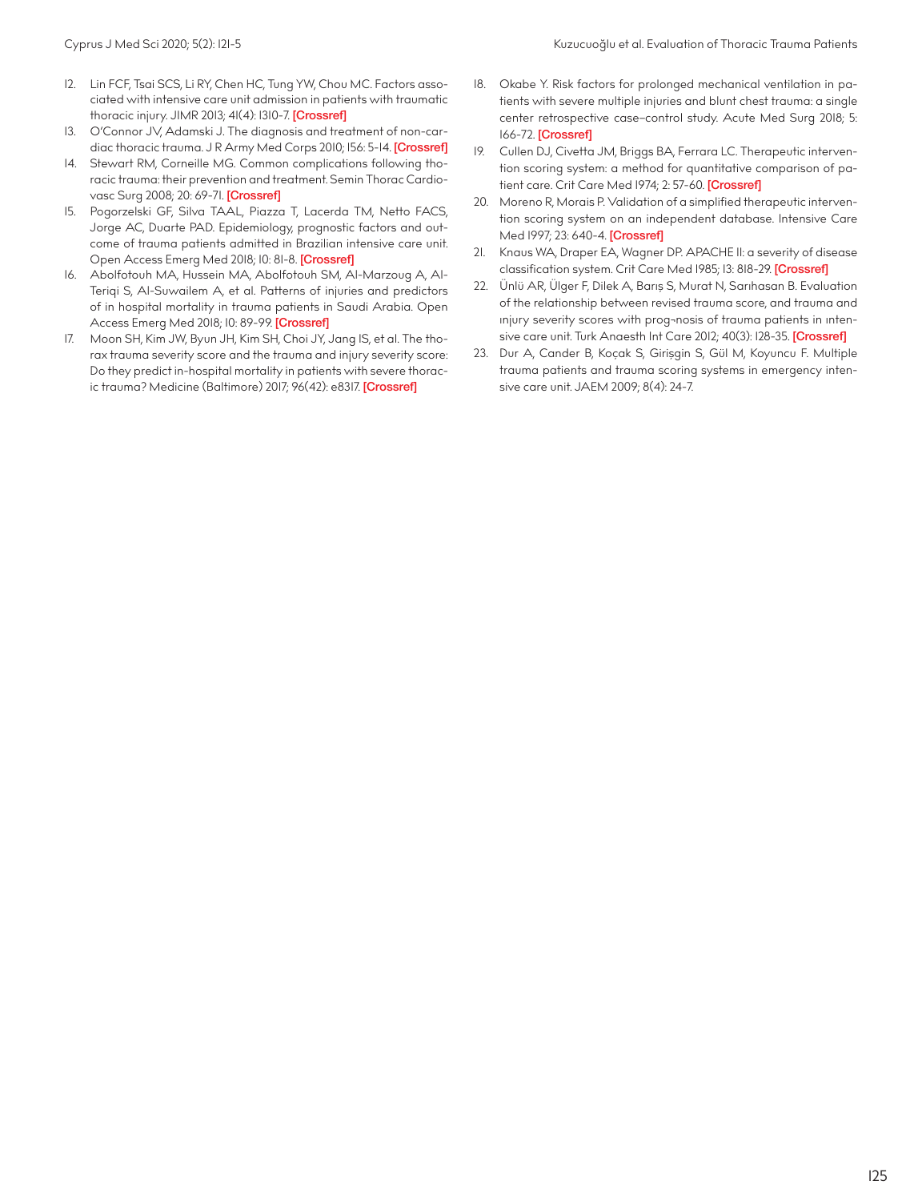12. Lin FCF, Tsai SCS, Li RY, Chen HC, Tung YW, Chou MC. Factors associated with intensive care unit admission in patients with traumatic thoracic injury. JIMR 2013; 41(4): 1310-7. [Crossref]
13. O'Connor JV, Adamski J. The diagnosis and treatment of non-cardiac thoracic trauma. J R Army Med Corps 2010; 156: 5-14. [Crossref]
14. Stewart RM, Corneille MG. Common complications following thoracic trauma: their prevention and treatment. Semin Thorac Cardiovasc Surg 2008; 20: 69-71. [Crossref]
15. Pogorzelski GF, Silva TAAL, Piazza T, Lacerda TM, Netto FACS, Jorge AC, Duarte PAD. Epidemiology, prognostic factors and outcome of trauma patients admitted in Brazilian intensive care unit. Open Access Emerg Med 2018; 10: 81-8. [Crossref]
16. Abolfotouh MA, Hussein MA, Abolfotouh SM, Al-Marzoug A, Al-Teriqi S, Al-Suwailem A, et al. Patterns of injuries and predictors of in hospital mortality in trauma patients in Saudi Arabia. Open Access Emerg Med 2018; 10: 89-99. [Crossref]
17. Moon SH, Kim JW, Byun JH, Kim SH, Choi JY, Jang IS, et al. The thorax trauma severity score and the trauma and injury severity score: Do they predict in-hospital mortality in patients with severe thoracic trauma? Medicine (Baltimore) 2017; 96(42): e8317. [Crossref]
18. Okabe Y. Risk factors for prolonged mechanical ventilation in patients with severe multiple injuries and blunt chest trauma: a single center retrospective case–control study. Acute Med Surg 2018; 5: 166-72. [Crossref]
19. Cullen DJ, Civetta JM, Briggs BA, Ferrara LC. Therapeutic intervention scoring system: a method for quantitative comparison of patient care. Crit Care Med 1974; 2: 57-60. [Crossref]
20. Moreno R, Morais P. Validation of a simplified therapeutic intervention scoring system on an independent database. Intensive Care Med 1997; 23: 640-4. [Crossref]
21. Knaus WA, Draper EA, Wagner DP. APACHE II: a severity of disease classification system. Crit Care Med 1985; 13: 818-29. [Crossref]
22. Ünlü AR, Ülger F, Dilek A, Barış S, Murat N, Sarıhasan B. Evaluation of the relationship between revised trauma score, and trauma and ınjury severity scores with prog-nosis of trauma patients in intensive care unit. Turk Anaesth Int Care 2012; 40(3): 128-35. [Crossref]
23. Dur A, Cander B, Koçak S, Girişgin S, Gül M, Koyuncu F. Multiple trauma patients and trauma scoring systems in emergency intensive care unit. JAEM 2009; 8(4): 24-7.